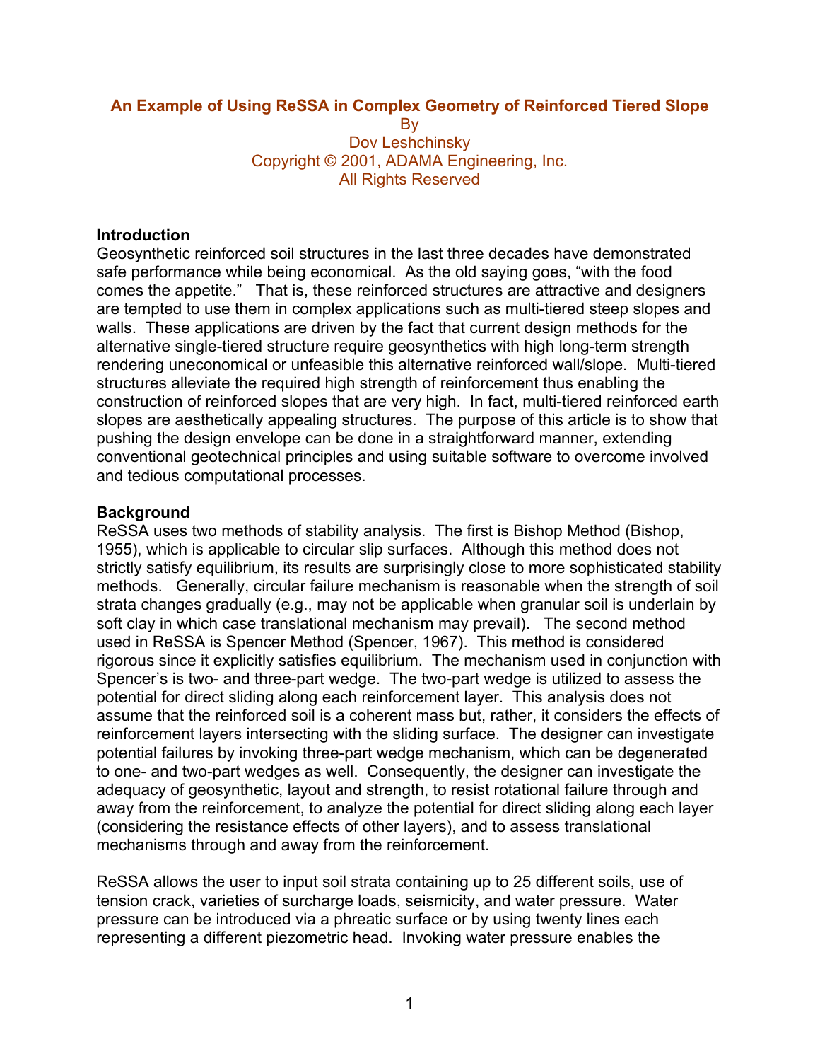# An Example of Using ReSSA in Complex Geometry of Reinforced Tiered Slope

By
Dov Leshchinsky
Copyright © 2001, ADAMA Engineering, Inc.
All Rights Reserved

## Introduction

Geosynthetic reinforced soil structures in the last three decades have demonstrated safe performance while being economical. As the old saying goes, "with the food comes the appetite." That is, these reinforced structures are attractive and designers are tempted to use them in complex applications such as multi-tiered steep slopes and walls. These applications are driven by the fact that current design methods for the alternative single-tiered structure require geosynthetics with high long-term strength rendering uneconomical or unfeasible this alternative reinforced wall/slope. Multi-tiered structures alleviate the required high strength of reinforcement thus enabling the construction of reinforced slopes that are very high. In fact, multi-tiered reinforced earth slopes are aesthetically appealing structures. The purpose of this article is to show that pushing the design envelope can be done in a straightforward manner, extending conventional geotechnical principles and using suitable software to overcome involved and tedious computational processes.

## Background

ReSSA uses two methods of stability analysis. The first is Bishop Method (Bishop, 1955), which is applicable to circular slip surfaces. Although this method does not strictly satisfy equilibrium, its results are surprisingly close to more sophisticated stability methods. Generally, circular failure mechanism is reasonable when the strength of soil strata changes gradually (e.g., may not be applicable when granular soil is underlain by soft clay in which case translational mechanism may prevail). The second method used in ReSSA is Spencer Method (Spencer, 1967). This method is considered rigorous since it explicitly satisfies equilibrium. The mechanism used in conjunction with Spencer's is two- and three-part wedge. The two-part wedge is utilized to assess the potential for direct sliding along each reinforcement layer. This analysis does not assume that the reinforced soil is a coherent mass but, rather, it considers the effects of reinforcement layers intersecting with the sliding surface. The designer can investigate potential failures by invoking three-part wedge mechanism, which can be degenerated to one- and two-part wedges as well. Consequently, the designer can investigate the adequacy of geosynthetic, layout and strength, to resist rotational failure through and away from the reinforcement, to analyze the potential for direct sliding along each layer (considering the resistance effects of other layers), and to assess translational mechanisms through and away from the reinforcement.

ReSSA allows the user to input soil strata containing up to 25 different soils, use of tension crack, varieties of surcharge loads, seismicity, and water pressure. Water pressure can be introduced via a phreatic surface or by using twenty lines each representing a different piezometric head. Invoking water pressure enables the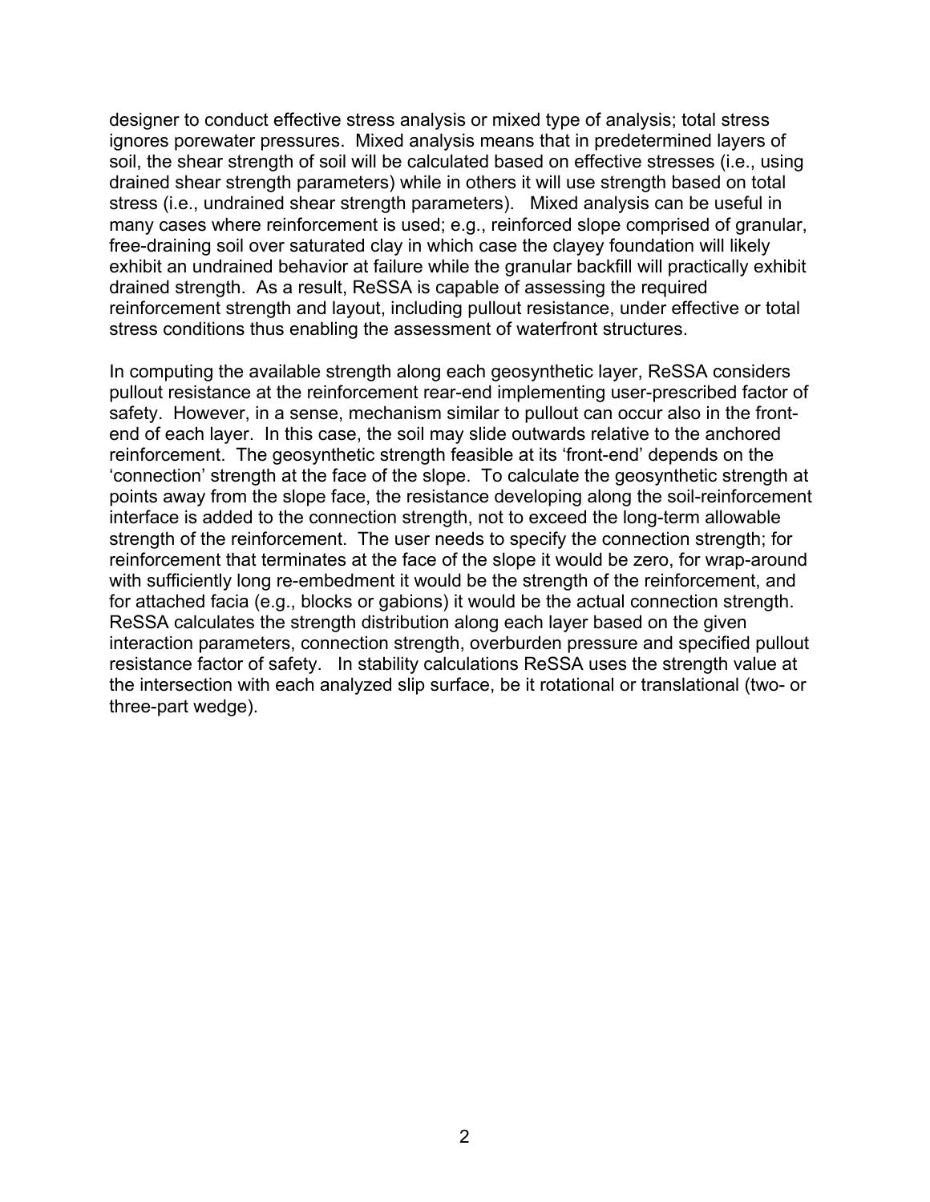designer to conduct effective stress analysis or mixed type of analysis; total stress ignores porewater pressures. Mixed analysis means that in predetermined layers of soil, the shear strength of soil will be calculated based on effective stresses (i.e., using drained shear strength parameters) while in others it will use strength based on total stress (i.e., undrained shear strength parameters). Mixed analysis can be useful in many cases where reinforcement is used; e.g., reinforced slope comprised of granular, free-draining soil over saturated clay in which case the clayey foundation will likely exhibit an undrained behavior at failure while the granular backfill will practically exhibit drained strength. As a result, ReSSA is capable of assessing the required reinforcement strength and layout, including pullout resistance, under effective or total stress conditions thus enabling the assessment of waterfront structures.

In computing the available strength along each geosynthetic layer, ReSSA considers pullout resistance at the reinforcement rear-end implementing user-prescribed factor of safety. However, in a sense, mechanism similar to pullout can occur also in the front-end of each layer. In this case, the soil may slide outwards relative to the anchored reinforcement. The geosynthetic strength feasible at its 'front-end' depends on the 'connection' strength at the face of the slope. To calculate the geosynthetic strength at points away from the slope face, the resistance developing along the soil-reinforcement interface is added to the connection strength, not to exceed the long-term allowable strength of the reinforcement. The user needs to specify the connection strength; for reinforcement that terminates at the face of the slope it would be zero, for wrap-around with sufficiently long re-embedment it would be the strength of the reinforcement, and for attached facia (e.g., blocks or gabions) it would be the actual connection strength. ReSSA calculates the strength distribution along each layer based on the given interaction parameters, connection strength, overburden pressure and specified pullout resistance factor of safety. In stability calculations ReSSA uses the strength value at the intersection with each analyzed slip surface, be it rotational or translational (two- or three-part wedge).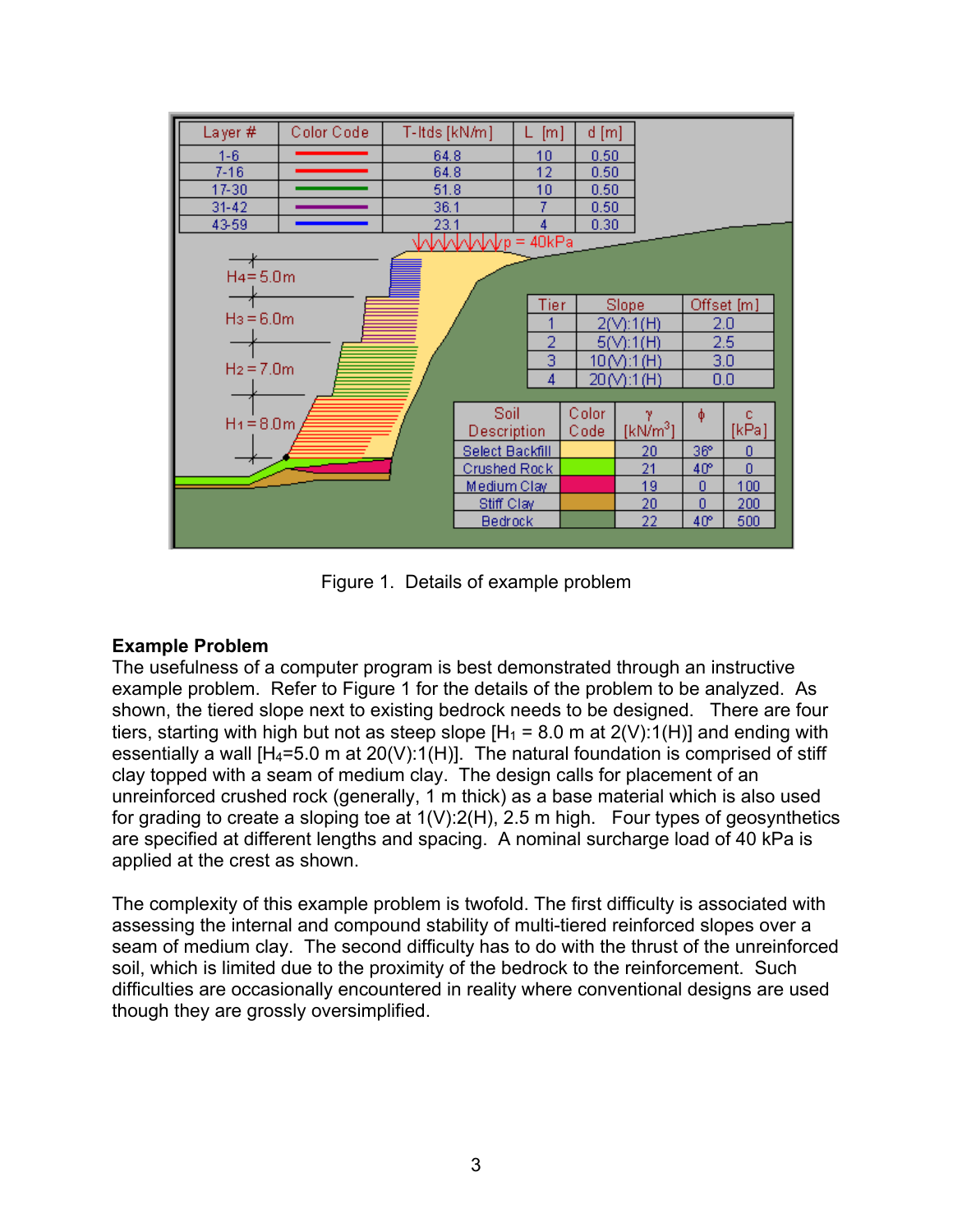| Layer # | Color Code | T-ltds [kN/m] | L [m] | d [m] |
|---|---|---|---|---|
| 1-6 | red | 64.8 | 10 | 0.50 |
| 7-16 | red | 64.8 | 12 | 0.50 |
| 17-30 | green | 51.8 | 10 | 0.50 |
| 31-42 | purple | 36.1 | 7 | 0.50 |
| 43-59 | blue | 23.1 | 4 | 0.30 |

p = 40kPa

$H_4$ = 5.0m, $H_3$ = 6.0m, $H_2$ = 7.0m, $H_1$ = 8.0m

| Tier | Slope | Offset [m] |
|---|---|---|
| 1 | 2(V):1(H) | 2.0 |
| 2 | 5(V):1(H) | 2.5 |
| 3 | 10(V):1(H) | 3.0 |
| 4 | 20(V):1(H) | 0.0 |

| Soil Description | Color Code | γ [kN/m³] | φ | c [kPa] |
|---|---|---|---|---|
| Select Backfill | yellow | 20 | 36° | 0 |
| Crushed Rock | light green | 21 | 40° | 0 |
| Medium Clay | pink | 19 | 0 | 100 |
| Stiff Clay | brown | 20 | 0 | 200 |
| Bedrock | dark green | 22 | 40° | 500 |

Figure 1. Details of example problem

**Example Problem**
The usefulness of a computer program is best demonstrated through an instructive example problem. Refer to Figure 1 for the details of the problem to be analyzed. As shown, the tiered slope next to existing bedrock needs to be designed. There are four tiers, starting with high but not as steep slope [$H_1$ = 8.0 m at 2(V):1(H)] and ending with essentially a wall [$H_4$=5.0 m at 20(V):1(H)]. The natural foundation is comprised of stiff clay topped with a seam of medium clay. The design calls for placement of an unreinforced crushed rock (generally, 1 m thick) as a base material which is also used for grading to create a sloping toe at 1(V):2(H), 2.5 m high. Four types of geosynthetics are specified at different lengths and spacing. A nominal surcharge load of 40 kPa is applied at the crest as shown.

The complexity of this example problem is twofold. The first difficulty is associated with assessing the internal and compound stability of multi-tiered reinforced slopes over a seam of medium clay. The second difficulty has to do with the thrust of the unreinforced soil, which is limited due to the proximity of the bedrock to the reinforcement. Such difficulties are occasionally encountered in reality where conventional designs are used though they are grossly oversimplified.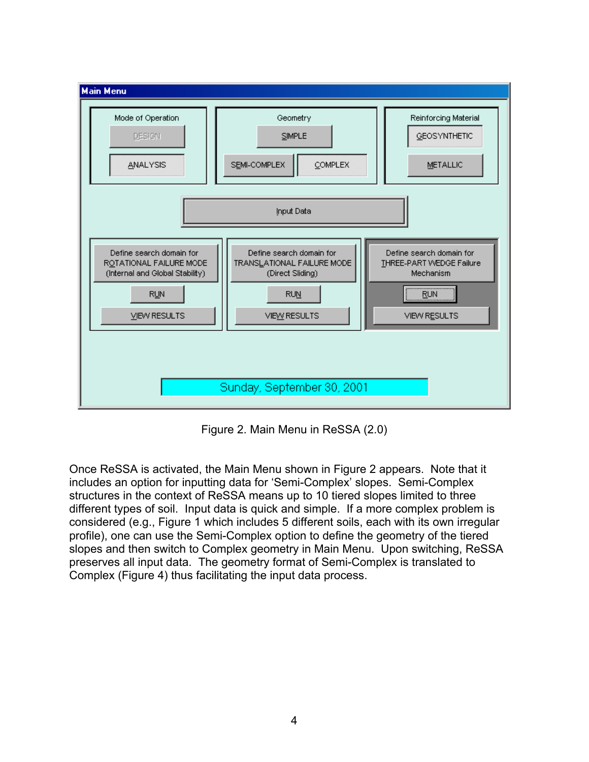Figure 2. Main Menu in ReSSA (2.0)

Once ReSSA is activated, the Main Menu shown in Figure 2 appears. Note that it includes an option for inputting data for 'Semi-Complex' slopes. Semi-Complex structures in the context of ReSSA means up to 10 tiered slopes limited to three different types of soil. Input data is quick and simple. If a more complex problem is considered (e.g., Figure 1 which includes 5 different soils, each with its own irregular profile), one can use the Semi-Complex option to define the geometry of the tiered slopes and then switch to Complex geometry in Main Menu. Upon switching, ReSSA preserves all input data. The geometry format of Semi-Complex is translated to Complex (Figure 4) thus facilitating the input data process.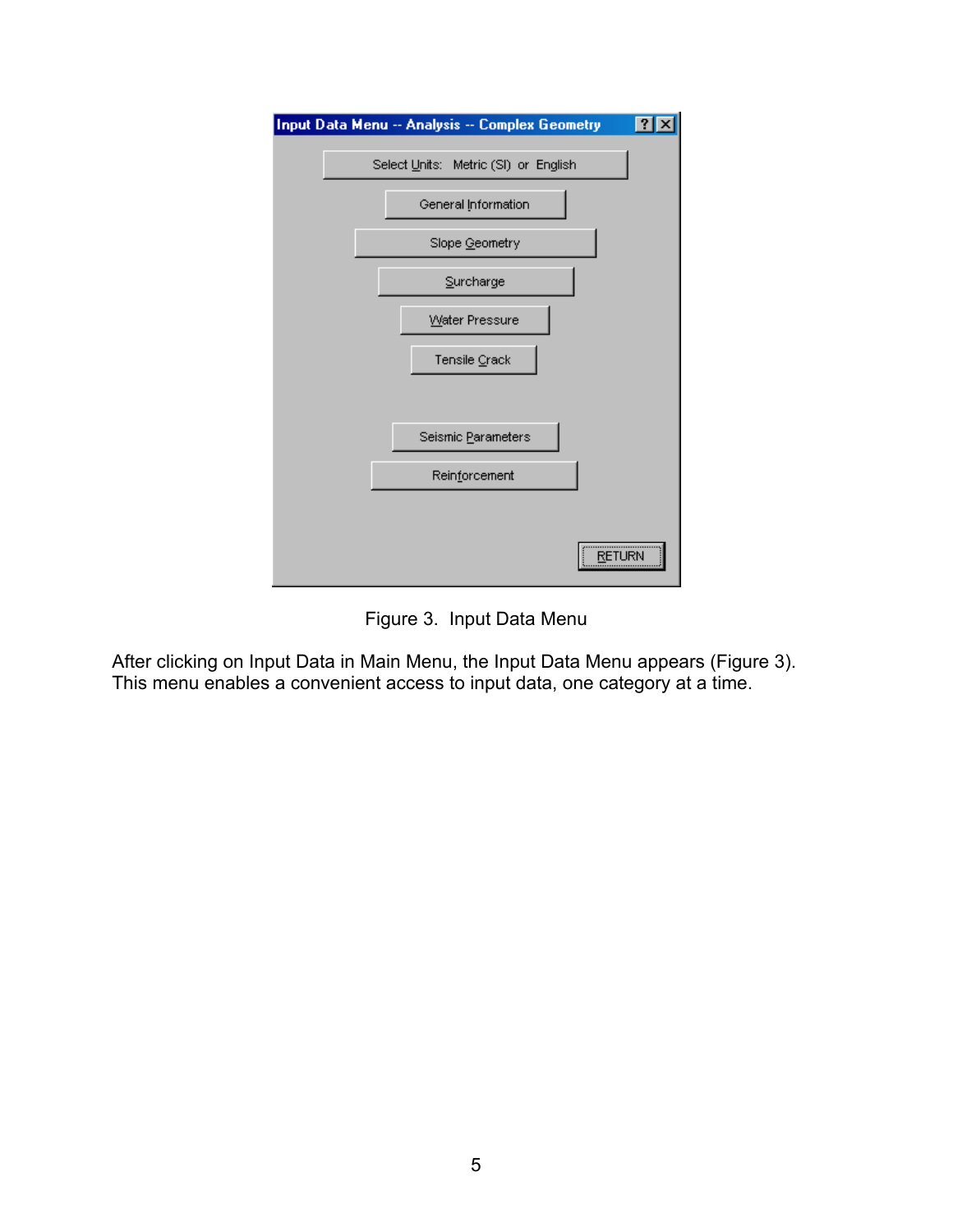Figure 3. Input Data Menu

After clicking on Input Data in Main Menu, the Input Data Menu appears (Figure 3). This menu enables a convenient access to input data, one category at a time.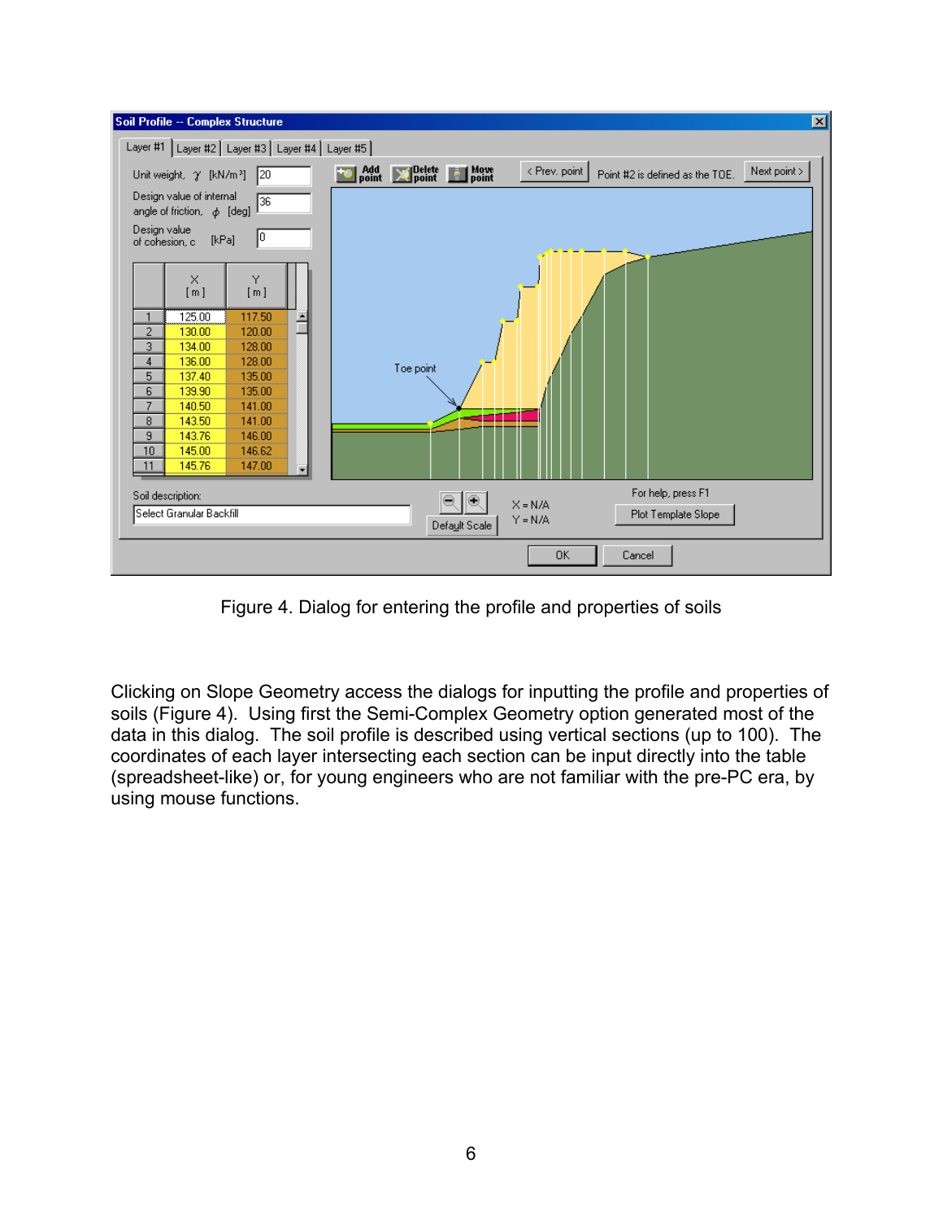Figure 4. Dialog for entering the profile and properties of soils

Clicking on Slope Geometry access the dialogs for inputting the profile and properties of soils (Figure 4). Using first the Semi-Complex Geometry option generated most of the data in this dialog. The soil profile is described using vertical sections (up to 100). The coordinates of each layer intersecting each section can be input directly into the table (spreadsheet-like) or, for young engineers who are not familiar with the pre-PC era, by using mouse functions.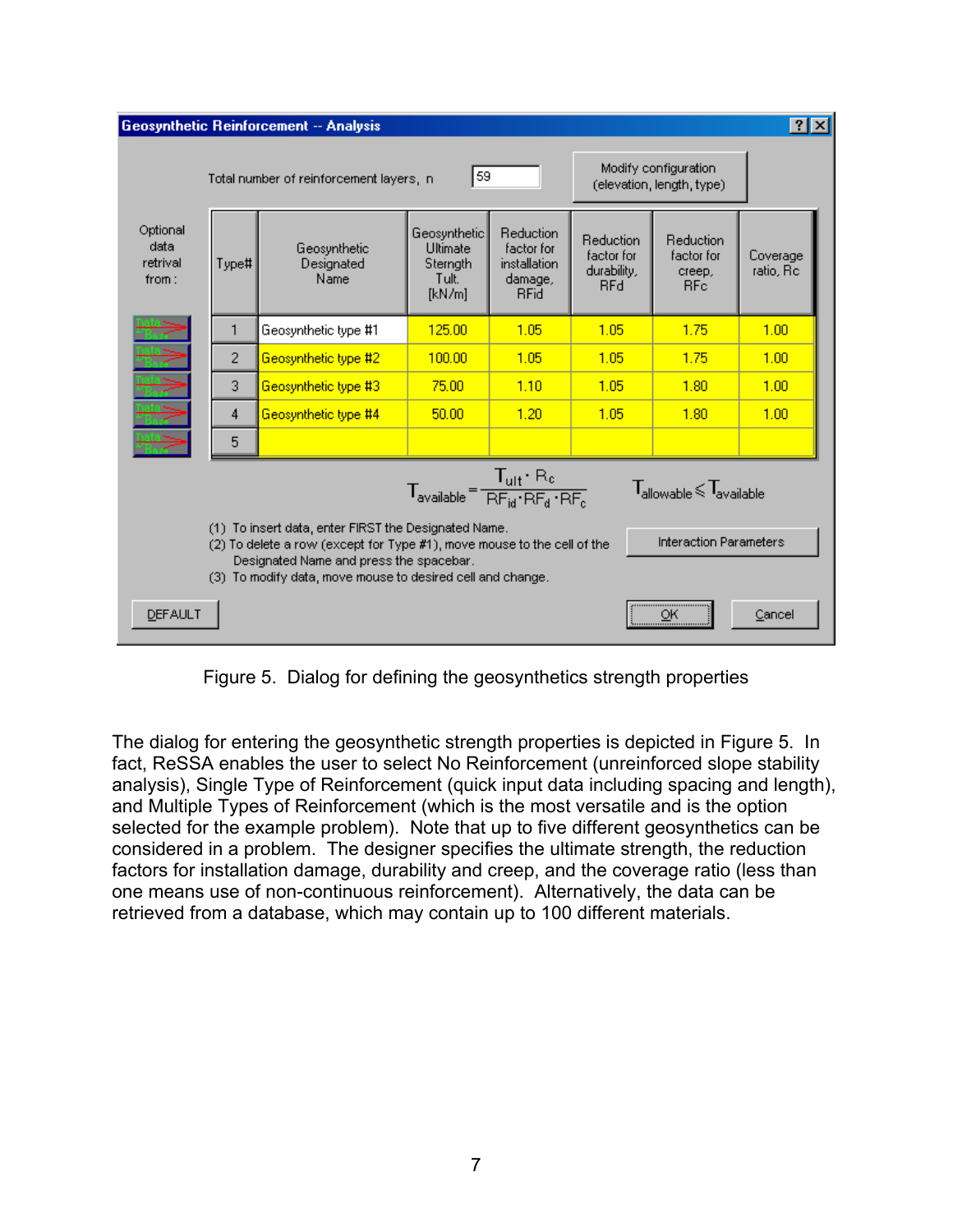**Geosynthetic Reinforcement -- Analysis**

Total number of reinforcement layers, n: 59

Modify configuration (elevation, length, type)

Optional data retrival from:

| Type# | Geosynthetic Designated Name | Geosynthetic Ultimate Sterngth Tult. [kN/m] | Reduction factor for installation damage, RFid | Reduction factor for durability, RFd | Reduction factor for creep, RFc | Coverage ratio, Rc |
|---|---|---|---|---|---|---|
| 1 | Geosynthetic type #1 | 125.00 | 1.05 | 1.05 | 1.75 | 1.00 |
| 2 | Geosynthetic type #2 | 100.00 | 1.05 | 1.05 | 1.75 | 1.00 |
| 3 | Geosynthetic type #3 | 75.00 | 1.10 | 1.05 | 1.80 | 1.00 |
| 4 | Geosynthetic type #4 | 50.00 | 1.20 | 1.05 | 1.80 | 1.00 |
| 5 | | | | | | |

$$T_{available} = \frac{T_{ult} \cdot R_c}{RF_{id} \cdot RF_d \cdot RF_c} \qquad T_{allowable} \leq T_{available}$$

(1) To insert data, enter FIRST the Designated Name.
(2) To delete a row (except for Type #1), move mouse to the cell of the Designated Name and press the spacebar.
(3) To modify data, move mouse to desired cell and change.

Interaction Parameters

DEFAULT OK Cancel

Figure 5. Dialog for defining the geosynthetics strength properties

The dialog for entering the geosynthetic strength properties is depicted in Figure 5. In fact, ReSSA enables the user to select No Reinforcement (unreinforced slope stability analysis), Single Type of Reinforcement (quick input data including spacing and length), and Multiple Types of Reinforcement (which is the most versatile and is the option selected for the example problem). Note that up to five different geosynthetics can be considered in a problem. The designer specifies the ultimate strength, the reduction factors for installation damage, durability and creep, and the coverage ratio (less than one means use of non-continuous reinforcement). Alternatively, the data can be retrieved from a database, which may contain up to 100 different materials.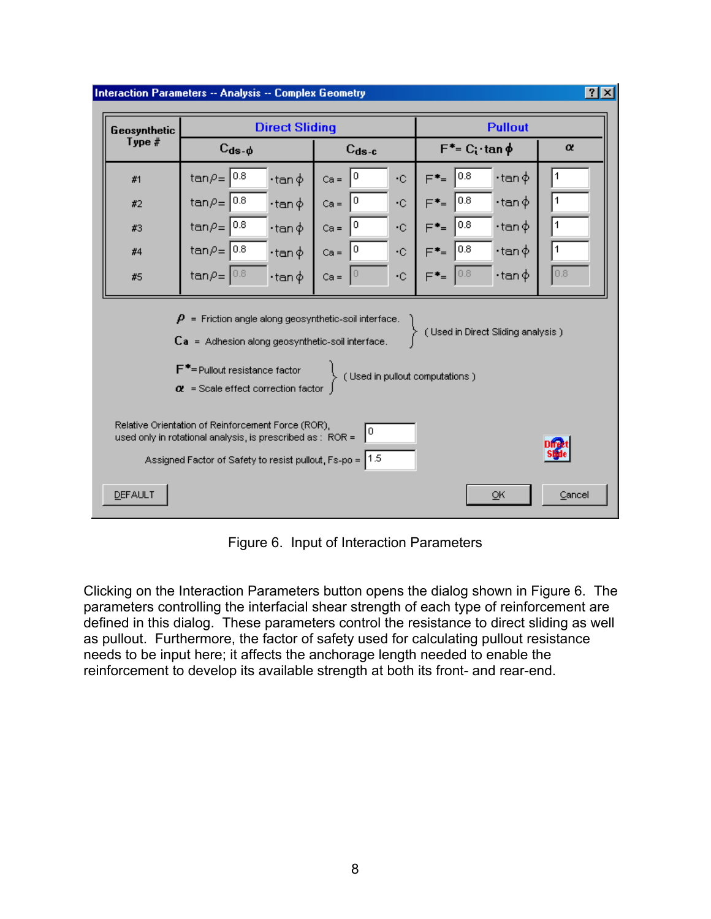**Interaction Parameters -- Analysis -- Complex Geometry**

| Geosynthetic Type # | Direct Sliding | | Pullout | |
|---|---|---|---|---|
| | $C_{ds\text{-}\phi}$ | $C_{ds\text{-}c}$ | $F^* = C_i \cdot \tan\phi$ | $\alpha$ |
| #1 | $\tan\rho =$ 0.8 $\cdot\tan\phi$ | Ca = 0 $\cdot$C | $F^* =$ 0.8 $\cdot\tan\phi$ | 1 |
| #2 | $\tan\rho =$ 0.8 $\cdot\tan\phi$ | Ca = 0 $\cdot$C | $F^* =$ 0.8 $\cdot\tan\phi$ | 1 |
| #3 | $\tan\rho =$ 0.8 $\cdot\tan\phi$ | Ca = 0 $\cdot$C | $F^* =$ 0.8 $\cdot\tan\phi$ | 1 |
| #4 | $\tan\rho =$ 0.8 $\cdot\tan\phi$ | Ca = 0 $\cdot$C | $F^* =$ 0.8 $\cdot\tan\phi$ | 1 |
| #5 | $\tan\rho =$ 0.8 $\cdot\tan\phi$ | Ca = 0 $\cdot$C | $F^* =$ 0.8 $\cdot\tan\phi$ | 0.8 |

$\rho$ = Friction angle along geosynthetic-soil interface.
Ca = Adhesion along geosynthetic-soil interface.
(Used in Direct Sliding analysis)

$F^*$ = Pullout resistance factor
$\alpha$ = Scale effect correction factor
(Used in pullout computations)

Relative Orientation of Reinforcement Force (ROR), used only in rotational analysis, is prescribed as : ROR = 0

Assigned Factor of Safety to resist pullout, Fs-po = 1.5

DEFAULT | OK | Cancel

Figure 6. Input of Interaction Parameters

Clicking on the Interaction Parameters button opens the dialog shown in Figure 6. The parameters controlling the interfacial shear strength of each type of reinforcement are defined in this dialog. These parameters control the resistance to direct sliding as well as pullout. Furthermore, the factor of safety used for calculating pullout resistance needs to be input here; it affects the anchorage length needed to enable the reinforcement to develop its available strength at both its front- and rear-end.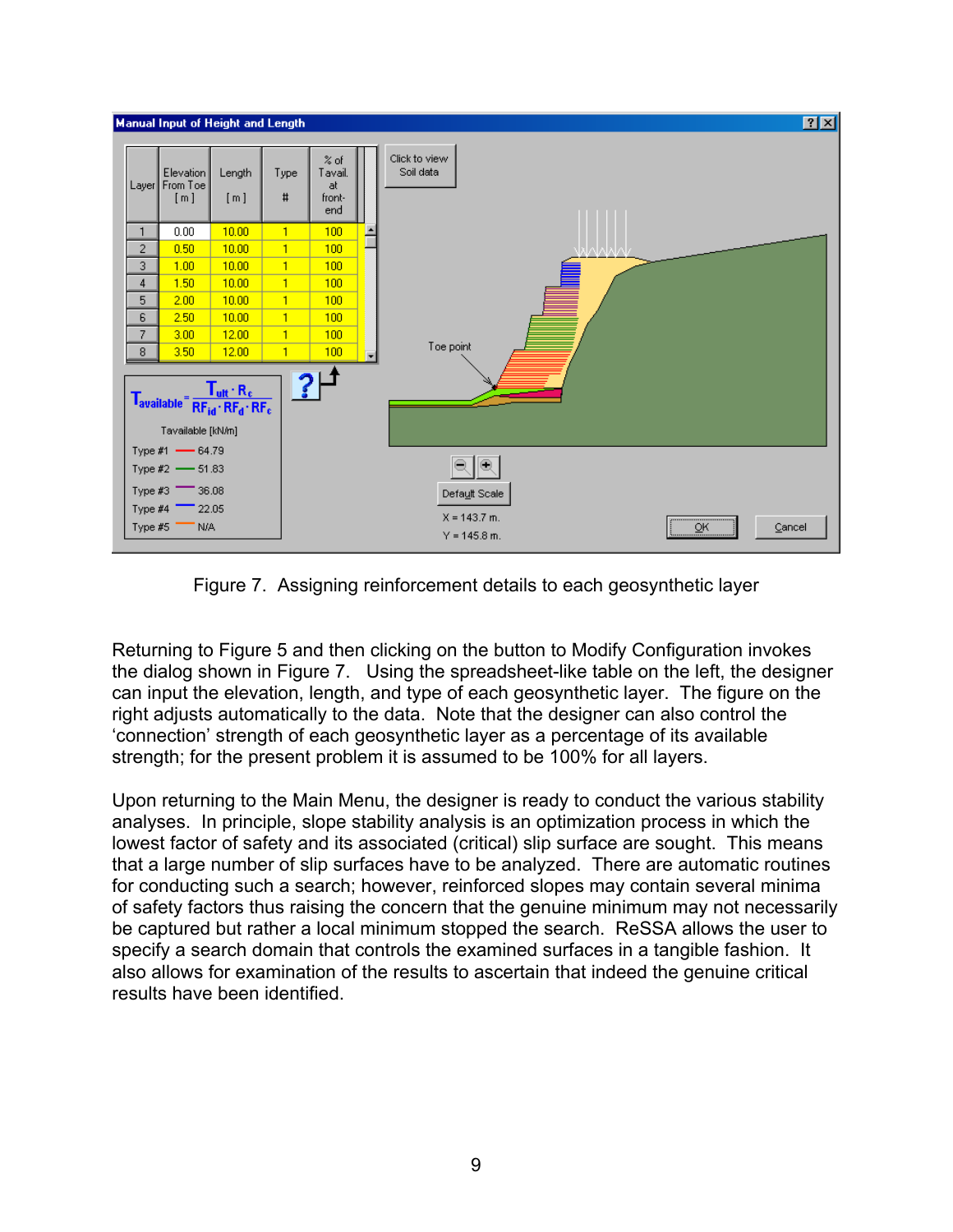Figure 7.  Assigning reinforcement details to each geosynthetic layer

Returning to Figure 5 and then clicking on the button to Modify Configuration invokes the dialog shown in Figure 7.  Using the spreadsheet-like table on the left, the designer can input the elevation, length, and type of each geosynthetic layer.  The figure on the right adjusts automatically to the data.  Note that the designer can also control the 'connection' strength of each geosynthetic layer as a percentage of its available strength; for the present problem it is assumed to be 100% for all layers.

Upon returning to the Main Menu, the designer is ready to conduct the various stability analyses.  In principle, slope stability analysis is an optimization process in which the lowest factor of safety and its associated (critical) slip surface are sought.  This means that a large number of slip surfaces have to be analyzed.  There are automatic routines for conducting such a search; however, reinforced slopes may contain several minima of safety factors thus raising the concern that the genuine minimum may not necessarily be captured but rather a local minimum stopped the search.  ReSSA allows the user to specify a search domain that controls the examined surfaces in a tangible fashion.  It also allows for examination of the results to ascertain that indeed the genuine critical results have been identified.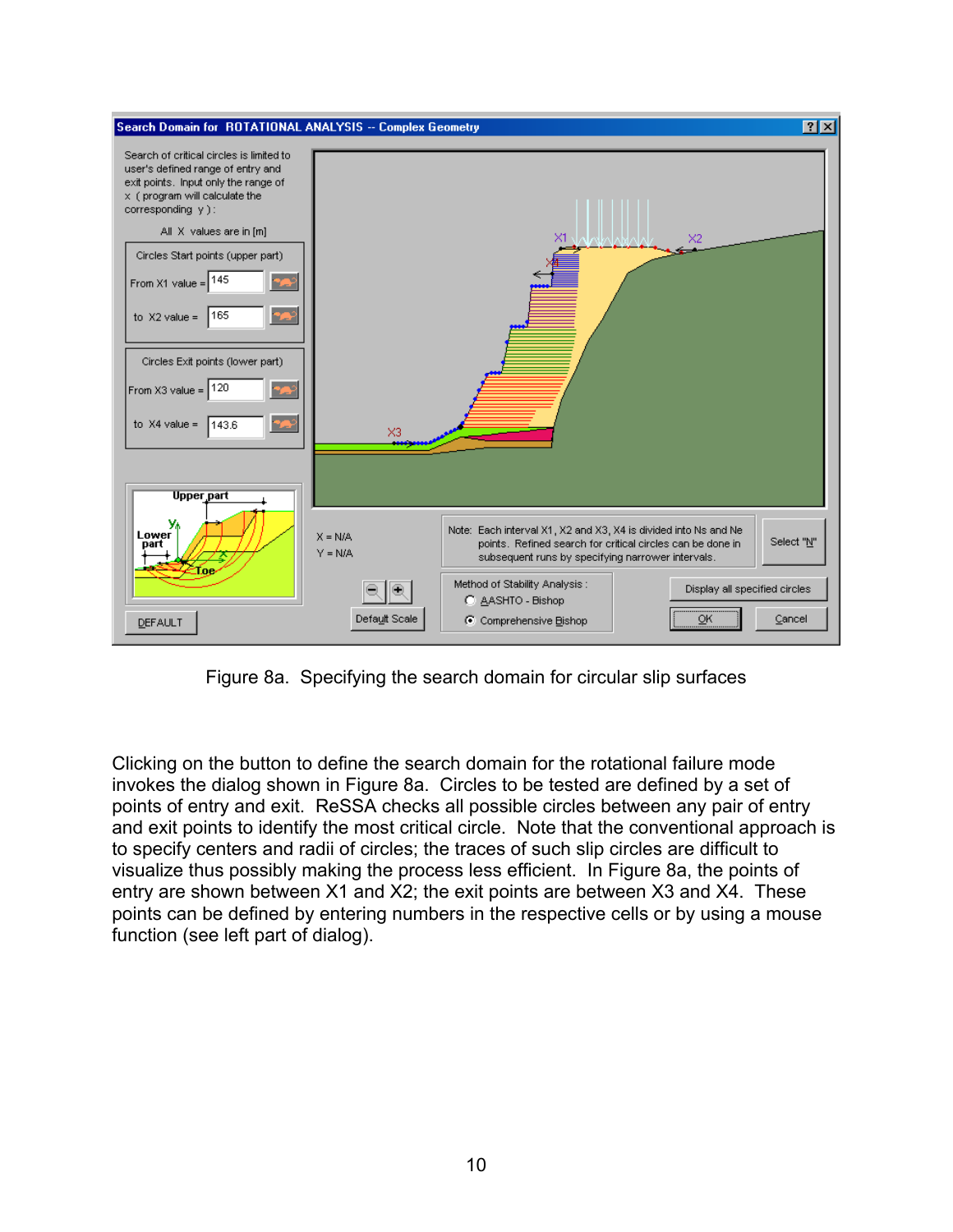Figure 8a. Specifying the search domain for circular slip surfaces

Clicking on the button to define the search domain for the rotational failure mode invokes the dialog shown in Figure 8a. Circles to be tested are defined by a set of points of entry and exit. ReSSA checks all possible circles between any pair of entry and exit points to identify the most critical circle. Note that the conventional approach is to specify centers and radii of circles; the traces of such slip circles are difficult to visualize thus possibly making the process less efficient. In Figure 8a, the points of entry are shown between X1 and X2; the exit points are between X3 and X4. These points can be defined by entering numbers in the respective cells or by using a mouse function (see left part of dialog).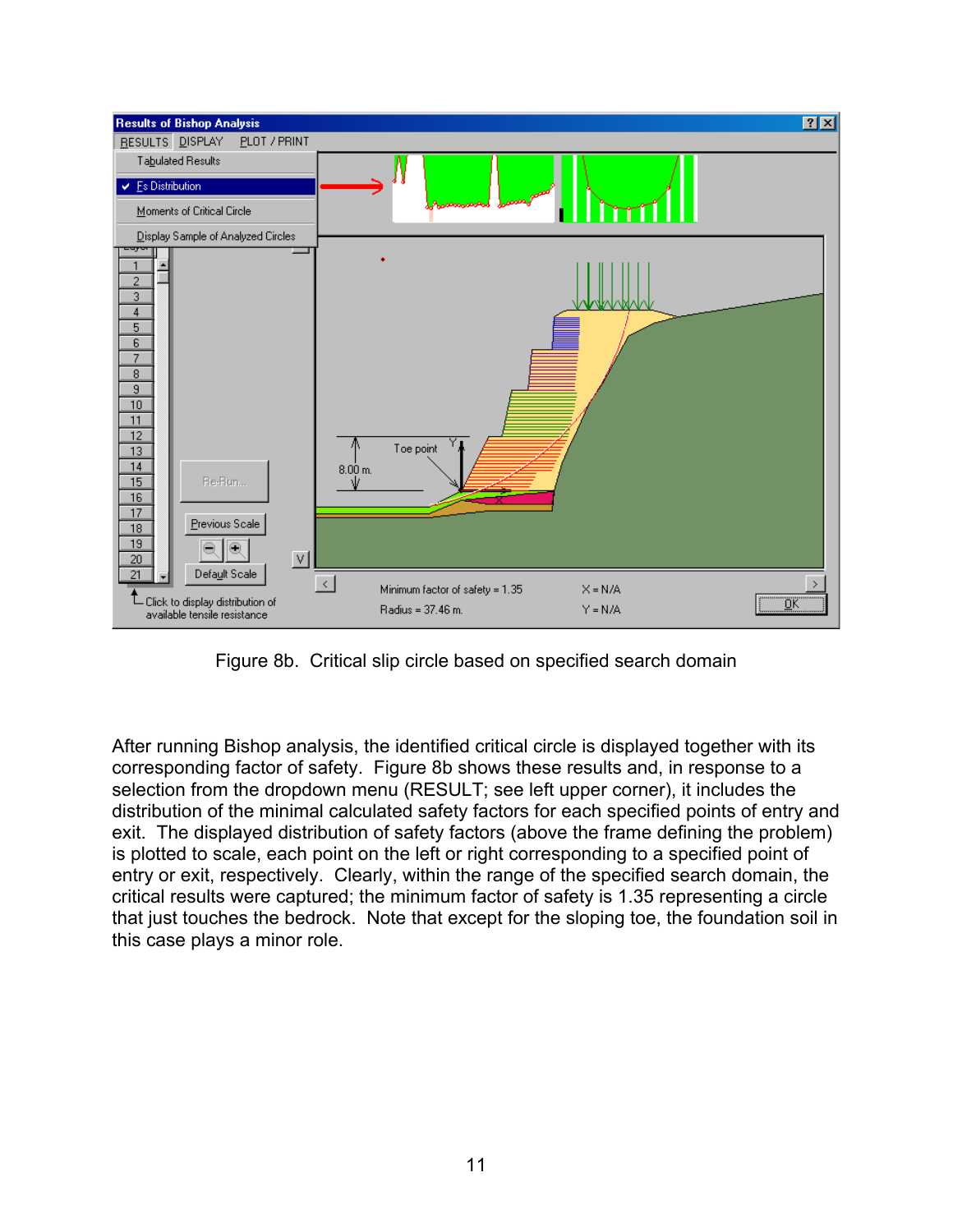Figure 8b. Critical slip circle based on specified search domain

After running Bishop analysis, the identified critical circle is displayed together with its corresponding factor of safety. Figure 8b shows these results and, in response to a selection from the dropdown menu (RESULT; see left upper corner), it includes the distribution of the minimal calculated safety factors for each specified points of entry and exit. The displayed distribution of safety factors (above the frame defining the problem) is plotted to scale, each point on the left or right corresponding to a specified point of entry or exit, respectively. Clearly, within the range of the specified search domain, the critical results were captured; the minimum factor of safety is 1.35 representing a circle that just touches the bedrock. Note that except for the sloping toe, the foundation soil in this case plays a minor role.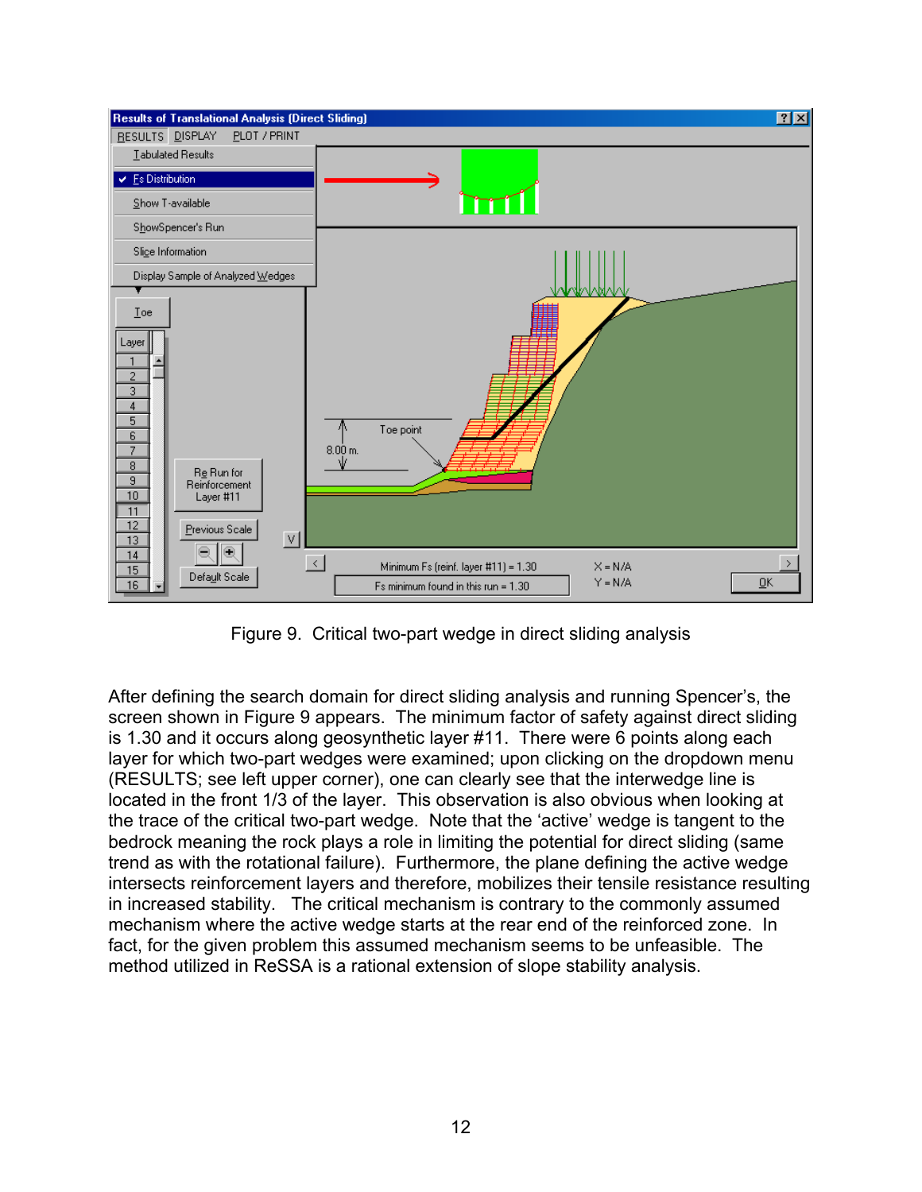Figure 9. Critical two-part wedge in direct sliding analysis

After defining the search domain for direct sliding analysis and running Spencer's, the screen shown in Figure 9 appears. The minimum factor of safety against direct sliding is 1.30 and it occurs along geosynthetic layer #11. There were 6 points along each layer for which two-part wedges were examined; upon clicking on the dropdown menu (RESULTS; see left upper corner), one can clearly see that the interwedge line is located in the front 1/3 of the layer. This observation is also obvious when looking at the trace of the critical two-part wedge. Note that the 'active' wedge is tangent to the bedrock meaning the rock plays a role in limiting the potential for direct sliding (same trend as with the rotational failure). Furthermore, the plane defining the active wedge intersects reinforcement layers and therefore, mobilizes their tensile resistance resulting in increased stability. The critical mechanism is contrary to the commonly assumed mechanism where the active wedge starts at the rear end of the reinforced zone. In fact, for the given problem this assumed mechanism seems to be unfeasible. The method utilized in ReSSA is a rational extension of slope stability analysis.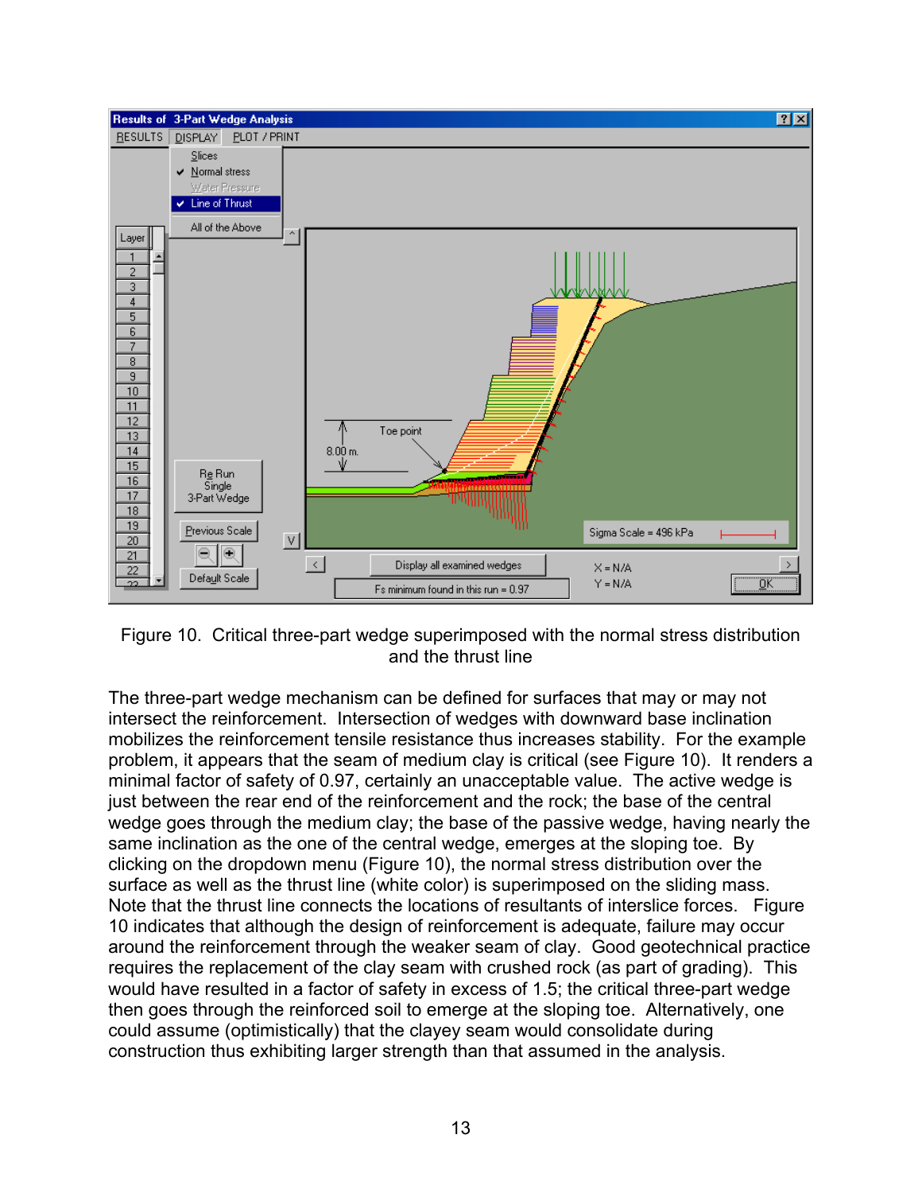Figure 10. Critical three-part wedge superimposed with the normal stress distribution and the thrust line

The three-part wedge mechanism can be defined for surfaces that may or may not intersect the reinforcement. Intersection of wedges with downward base inclination mobilizes the reinforcement tensile resistance thus increases stability. For the example problem, it appears that the seam of medium clay is critical (see Figure 10). It renders a minimal factor of safety of 0.97, certainly an unacceptable value. The active wedge is just between the rear end of the reinforcement and the rock; the base of the central wedge goes through the medium clay; the base of the passive wedge, having nearly the same inclination as the one of the central wedge, emerges at the sloping toe. By clicking on the dropdown menu (Figure 10), the normal stress distribution over the surface as well as the thrust line (white color) is superimposed on the sliding mass. Note that the thrust line connects the locations of resultants of interslice forces. Figure 10 indicates that although the design of reinforcement is adequate, failure may occur around the reinforcement through the weaker seam of clay. Good geotechnical practice requires the replacement of the clay seam with crushed rock (as part of grading). This would have resulted in a factor of safety in excess of 1.5; the critical three-part wedge then goes through the reinforced soil to emerge at the sloping toe. Alternatively, one could assume (optimistically) that the clayey seam would consolidate during construction thus exhibiting larger strength than that assumed in the analysis.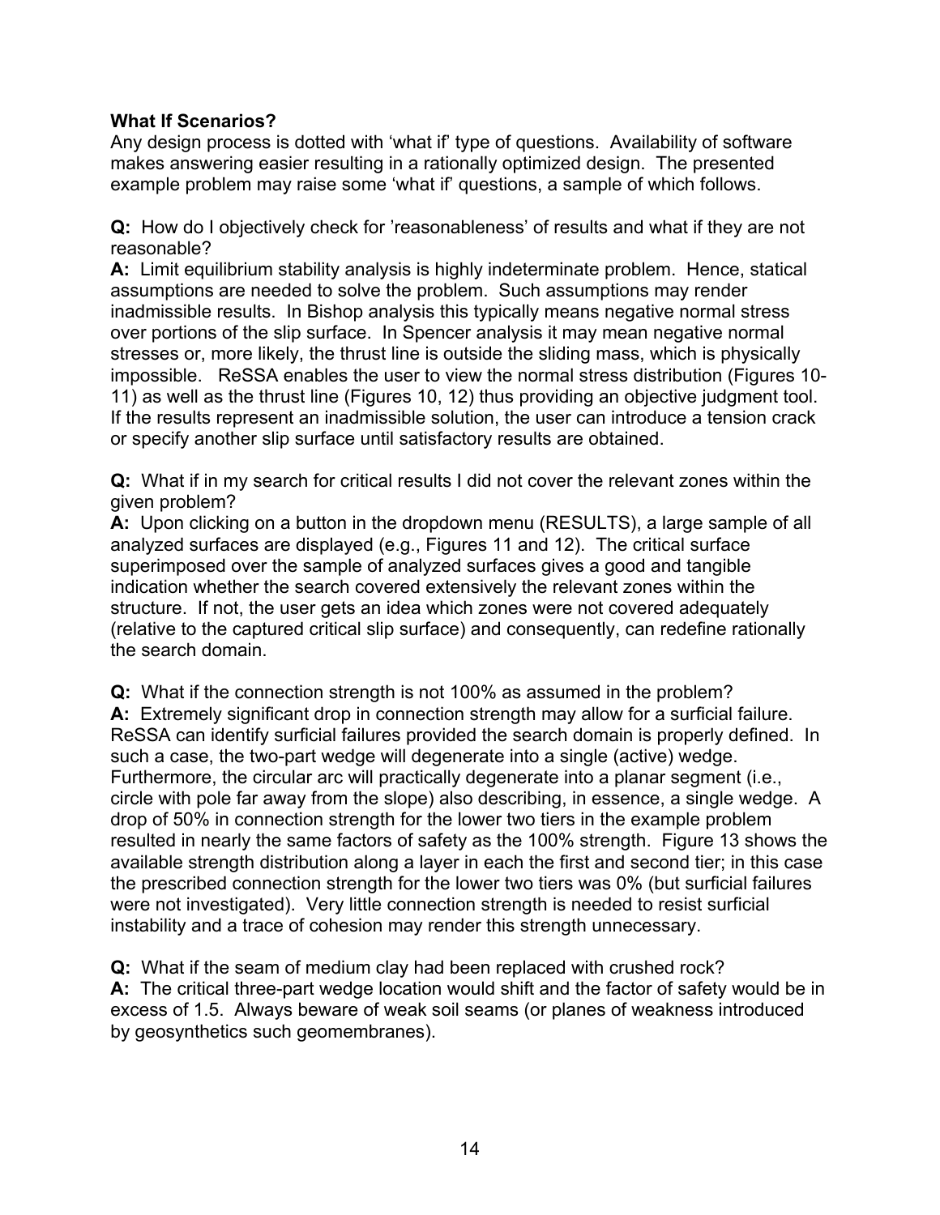**What If Scenarios?**

Any design process is dotted with 'what if' type of questions. Availability of software makes answering easier resulting in a rationally optimized design. The presented example problem may raise some 'what if' questions, a sample of which follows.

**Q:** How do I objectively check for 'reasonableness' of results and what if they are not reasonable?

**A:** Limit equilibrium stability analysis is highly indeterminate problem. Hence, statical assumptions are needed to solve the problem. Such assumptions may render inadmissible results. In Bishop analysis this typically means negative normal stress over portions of the slip surface. In Spencer analysis it may mean negative normal stresses or, more likely, the thrust line is outside the sliding mass, which is physically impossible. ReSSA enables the user to view the normal stress distribution (Figures 10-11) as well as the thrust line (Figures 10, 12) thus providing an objective judgment tool. If the results represent an inadmissible solution, the user can introduce a tension crack or specify another slip surface until satisfactory results are obtained.

**Q:** What if in my search for critical results I did not cover the relevant zones within the given problem?

**A:** Upon clicking on a button in the dropdown menu (RESULTS), a large sample of all analyzed surfaces are displayed (e.g., Figures 11 and 12). The critical surface superimposed over the sample of analyzed surfaces gives a good and tangible indication whether the search covered extensively the relevant zones within the structure. If not, the user gets an idea which zones were not covered adequately (relative to the captured critical slip surface) and consequently, can redefine rationally the search domain.

**Q:** What if the connection strength is not 100% as assumed in the problem?

**A:** Extremely significant drop in connection strength may allow for a surficial failure. ReSSA can identify surficial failures provided the search domain is properly defined. In such a case, the two-part wedge will degenerate into a single (active) wedge. Furthermore, the circular arc will practically degenerate into a planar segment (i.e., circle with pole far away from the slope) also describing, in essence, a single wedge. A drop of 50% in connection strength for the lower two tiers in the example problem resulted in nearly the same factors of safety as the 100% strength. Figure 13 shows the available strength distribution along a layer in each the first and second tier; in this case the prescribed connection strength for the lower two tiers was 0% (but surficial failures were not investigated). Very little connection strength is needed to resist surficial instability and a trace of cohesion may render this strength unnecessary.

**Q:** What if the seam of medium clay had been replaced with crushed rock?

**A:** The critical three-part wedge location would shift and the factor of safety would be in excess of 1.5. Always beware of weak soil seams (or planes of weakness introduced by geosynthetics such geomembranes).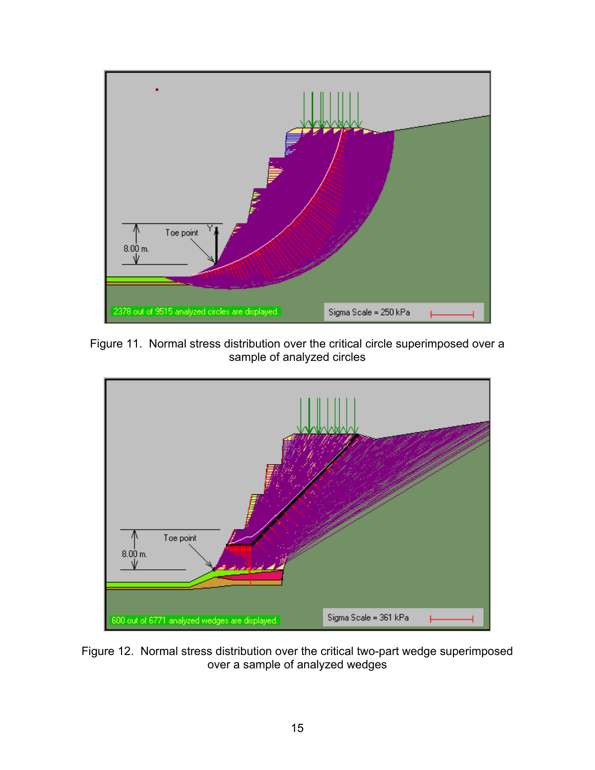Figure 11. Normal stress distribution over the critical circle superimposed over a sample of analyzed circles

Figure 12. Normal stress distribution over the critical two-part wedge superimposed over a sample of analyzed wedges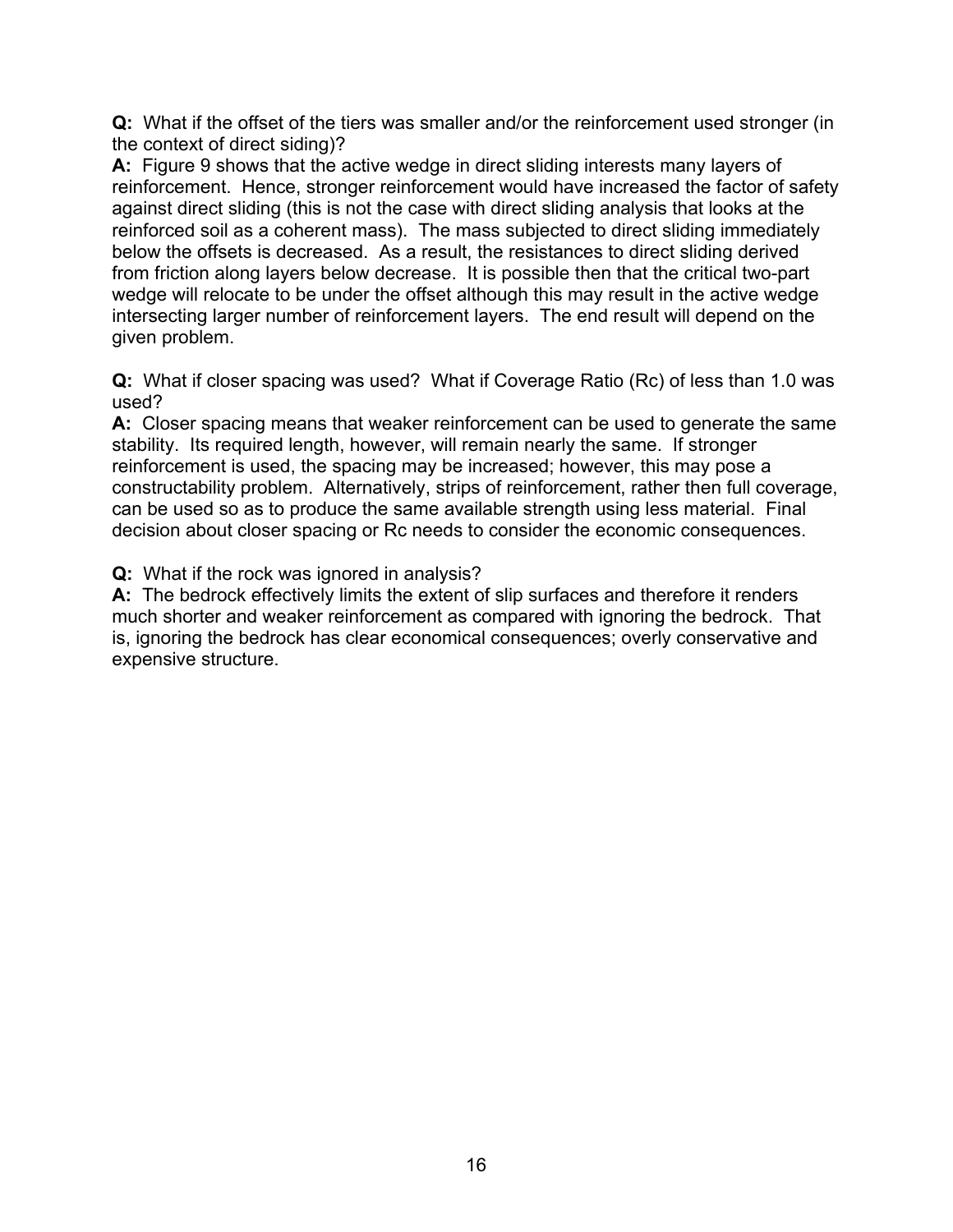**Q:** What if the offset of the tiers was smaller and/or the reinforcement used stronger (in the context of direct siding)?
**A:** Figure 9 shows that the active wedge in direct sliding interests many layers of reinforcement. Hence, stronger reinforcement would have increased the factor of safety against direct sliding (this is not the case with direct sliding analysis that looks at the reinforced soil as a coherent mass). The mass subjected to direct sliding immediately below the offsets is decreased. As a result, the resistances to direct sliding derived from friction along layers below decrease. It is possible then that the critical two-part wedge will relocate to be under the offset although this may result in the active wedge intersecting larger number of reinforcement layers. The end result will depend on the given problem.

**Q:** What if closer spacing was used? What if Coverage Ratio (Rc) of less than 1.0 was used?
**A:** Closer spacing means that weaker reinforcement can be used to generate the same stability. Its required length, however, will remain nearly the same. If stronger reinforcement is used, the spacing may be increased; however, this may pose a constructability problem. Alternatively, strips of reinforcement, rather then full coverage, can be used so as to produce the same available strength using less material. Final decision about closer spacing or Rc needs to consider the economic consequences.

**Q:** What if the rock was ignored in analysis?
**A:** The bedrock effectively limits the extent of slip surfaces and therefore it renders much shorter and weaker reinforcement as compared with ignoring the bedrock. That is, ignoring the bedrock has clear economical consequences; overly conservative and expensive structure.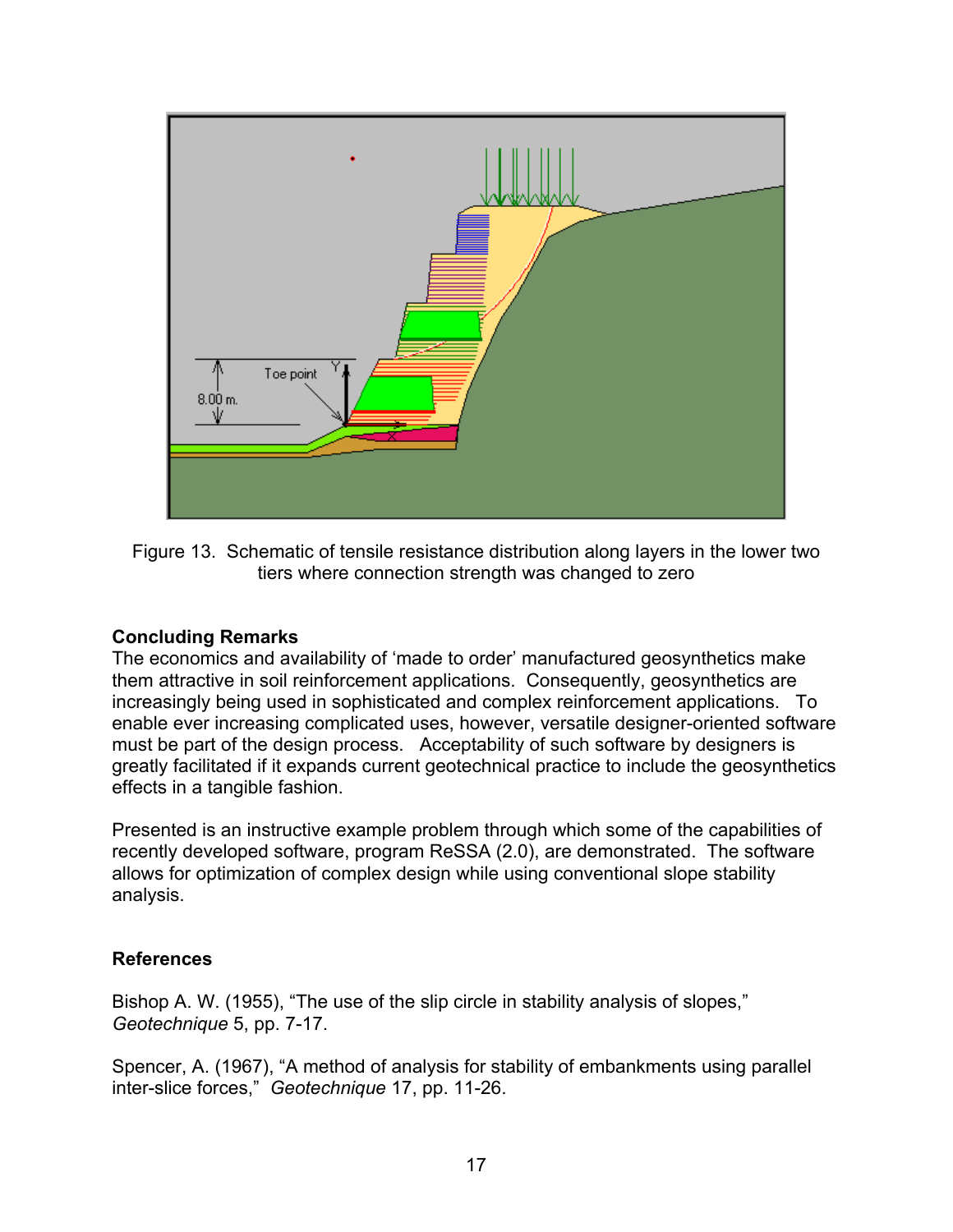8.00 m.

Toe point

Y

X

Figure 13. Schematic of tensile resistance distribution along layers in the lower two tiers where connection strength was changed to zero

**Concluding Remarks**

The economics and availability of 'made to order' manufactured geosynthetics make them attractive in soil reinforcement applications. Consequently, geosynthetics are increasingly being used in sophisticated and complex reinforcement applications. To enable ever increasing complicated uses, however, versatile designer-oriented software must be part of the design process. Acceptability of such software by designers is greatly facilitated if it expands current geotechnical practice to include the geosynthetics effects in a tangible fashion.

Presented is an instructive example problem through which some of the capabilities of recently developed software, program ReSSA (2.0), are demonstrated. The software allows for optimization of complex design while using conventional slope stability analysis.

**References**

Bishop A. W. (1955), "The use of the slip circle in stability analysis of slopes," *Geotechnique* 5, pp. 7-17.

Spencer, A. (1967), "A method of analysis for stability of embankments using parallel inter-slice forces," *Geotechnique* 17, pp. 11-26.